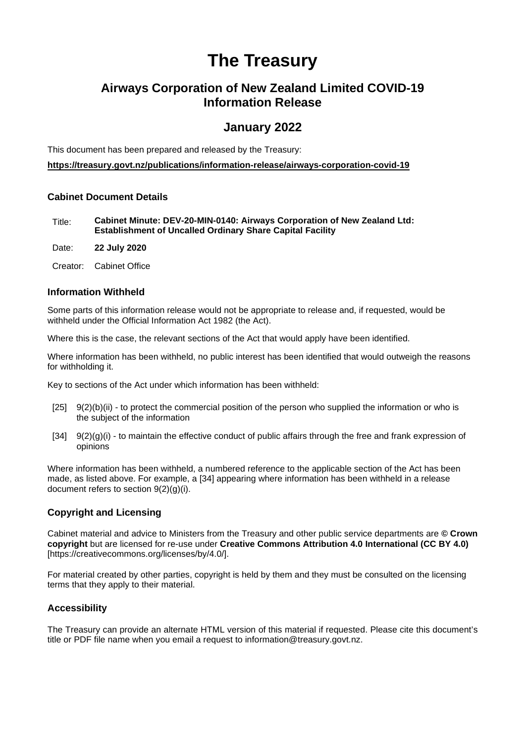# The Treasury

## Airways Corporation of New Zealand Limited COVID-19 Information Release

## January 2022

This document has been prepared and released by the Treasury:

**https://treasury.govt.nz/publications/information-release/airways-corporation-covid-19**

### Cabinet Document Details

| | |
|---|---|
| Title: | **Cabinet Minute: DEV-20-MIN-0140: Airways Corporation of New Zealand Ltd: Establishment of Uncalled Ordinary Share Capital Facility** |
| Date: | **22 July 2020** |
| Creator: | Cabinet Office |

### Information Withheld

Some parts of this information release would not be appropriate to release and, if requested, would be withheld under the Official Information Act 1982 (the Act).

Where this is the case, the relevant sections of the Act that would apply have been identified.

Where information has been withheld, no public interest has been identified that would outweigh the reasons for withholding it.

Key to sections of the Act under which information has been withheld:

- [25] 9(2)(b)(ii) - to protect the commercial position of the person who supplied the information or who is the subject of the information
- [34] 9(2)(g)(i) - to maintain the effective conduct of public affairs through the free and frank expression of opinions

Where information has been withheld, a numbered reference to the applicable section of the Act has been made, as listed above. For example, a [34] appearing where information has been withheld in a release document refers to section 9(2)(g)(i).

### Copyright and Licensing

Cabinet material and advice to Ministers from the Treasury and other public service departments are **© Crown copyright** but are licensed for re-use under **Creative Commons Attribution 4.0 International (CC BY 4.0)** [https://creativecommons.org/licenses/by/4.0/].

For material created by other parties, copyright is held by them and they must be consulted on the licensing terms that they apply to their material.

### Accessibility

The Treasury can provide an alternate HTML version of this material if requested. Please cite this document's title or PDF file name when you email a request to information@treasury.govt.nz.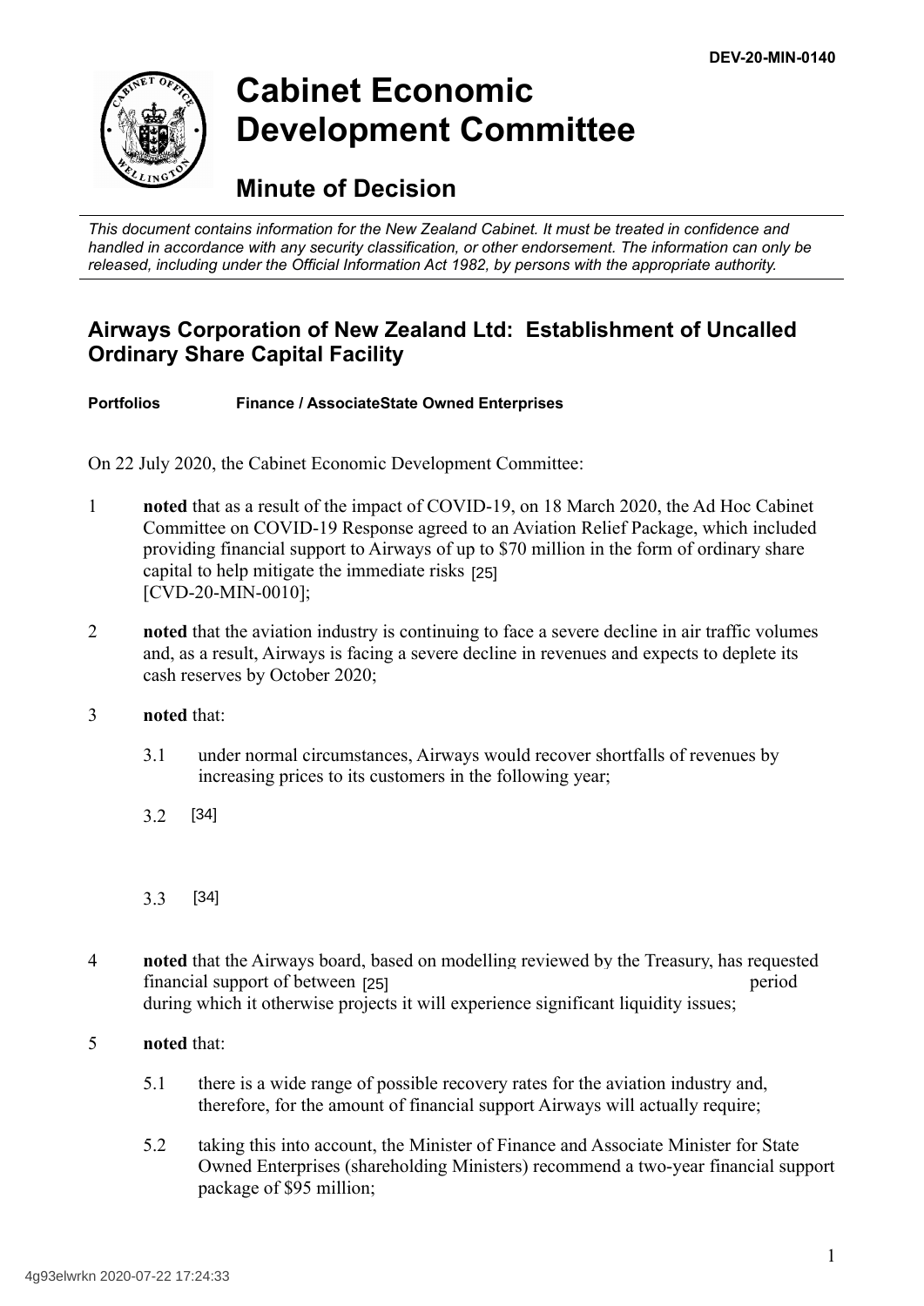DEV-20-MIN-0140

# Cabinet Economic Development Committee

## Minute of Decision

*This document contains information for the New Zealand Cabinet. It must be treated in confidence and handled in accordance with any security classification, or other endorsement. The information can only be released, including under the Official Information Act 1982, by persons with the appropriate authority.*

### Airways Corporation of New Zealand Ltd: Establishment of Uncalled Ordinary Share Capital Facility

**Portfolios** **Finance / AssociateState Owned Enterprises**

On 22 July 2020, the Cabinet Economic Development Committee:

1 **noted** that as a result of the impact of COVID-19, on 18 March 2020, the Ad Hoc Cabinet Committee on COVID-19 Response agreed to an Aviation Relief Package, which included providing financial support to Airways of up to $70 million in the form of ordinary share capital to help mitigate the immediate risks [25] [CVD-20-MIN-0010];

2 **noted** that the aviation industry is continuing to face a severe decline in air traffic volumes and, as a result, Airways is facing a severe decline in revenues and expects to deplete its cash reserves by October 2020;

3 **noted** that:

3.1 under normal circumstances, Airways would recover shortfalls of revenues by increasing prices to its customers in the following year;

3.2 [34]

3.3 [34]

4 **noted** that the Airways board, based on modelling reviewed by the Treasury, has requested financial support of between [25] period during which it otherwise projects it will experience significant liquidity issues;

5 **noted** that:

5.1 there is a wide range of possible recovery rates for the aviation industry and, therefore, for the amount of financial support Airways will actually require;

5.2 taking this into account, the Minister of Finance and Associate Minister for State Owned Enterprises (shareholding Ministers) recommend a two-year financial support package of $95 million;

4g93elwrkn 2020-07-22 17:24:33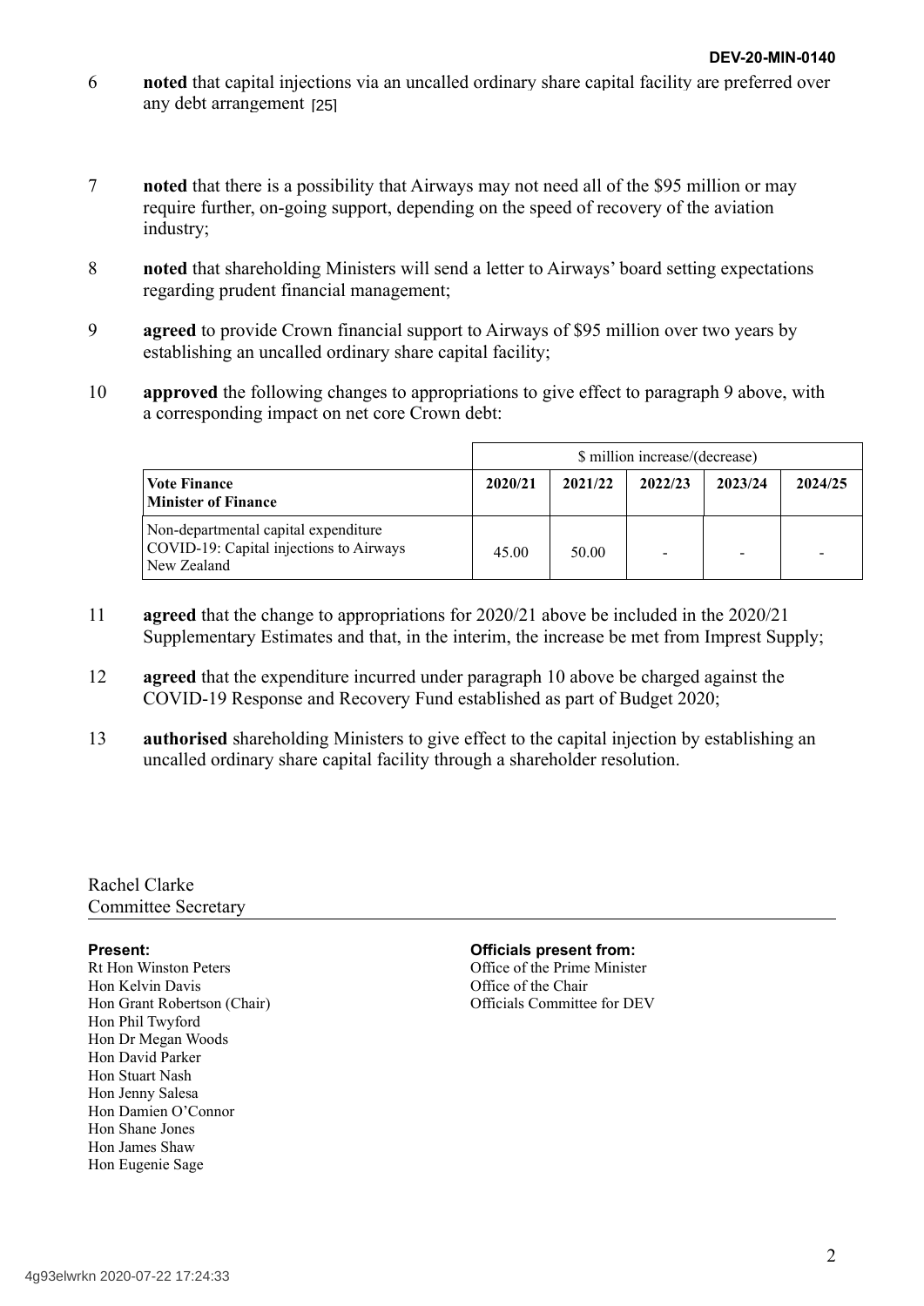6 **noted** that capital injections via an uncalled ordinary share capital facility are preferred over any debt arrangement [25]

7 **noted** that there is a possibility that Airways may not need all of the $95 million or may require further, on-going support, depending on the speed of recovery of the aviation industry;

8 **noted** that shareholding Ministers will send a letter to Airways' board setting expectations regarding prudent financial management;

9 **agreed** to provide Crown financial support to Airways of $95 million over two years by establishing an uncalled ordinary share capital facility;

10 **approved** the following changes to appropriations to give effect to paragraph 9 above, with a corresponding impact on net core Crown debt:

| | $ million increase/(decrease) | | | | |
|---|---|---|---|---|---|
| **Vote Finance**<br>**Minister of Finance** | **2020/21** | **2021/22** | **2022/23** | **2023/24** | **2024/25** |
| Non-departmental capital expenditure<br>COVID-19: Capital injections to Airways New Zealand | 45.00 | 50.00 | - | - | - |

11 **agreed** that the change to appropriations for 2020/21 above be included in the 2020/21 Supplementary Estimates and that, in the interim, the increase be met from Imprest Supply;

12 **agreed** that the expenditure incurred under paragraph 10 above be charged against the COVID-19 Response and Recovery Fund established as part of Budget 2020;

13 **authorised** shareholding Ministers to give effect to the capital injection by establishing an uncalled ordinary share capital facility through a shareholder resolution.

Rachel Clarke
Committee Secretary

**Present:**
Rt Hon Winston Peters
Hon Kelvin Davis
Hon Grant Robertson (Chair)
Hon Phil Twyford
Hon Dr Megan Woods
Hon David Parker
Hon Stuart Nash
Hon Jenny Salesa
Hon Damien O'Connor
Hon Shane Jones
Hon James Shaw
Hon Eugenie Sage

**Officials present from:**
Office of the Prime Minister
Office of the Chair
Officials Committee for DEV